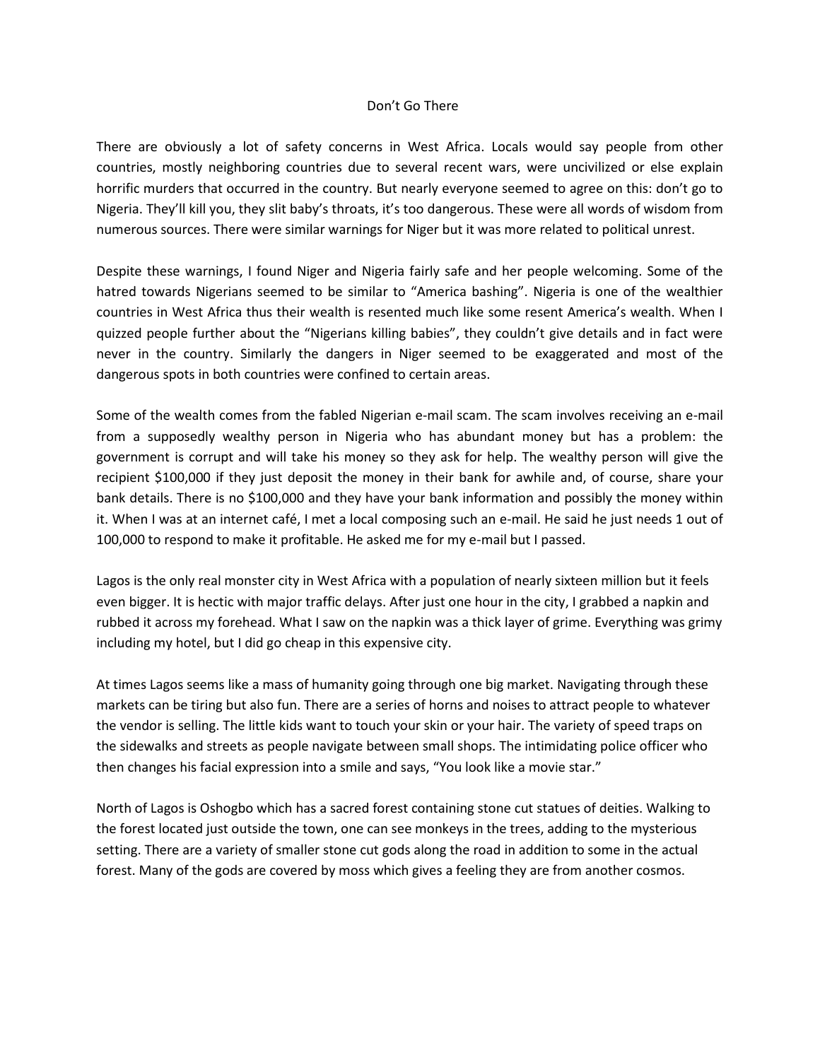# Don't Go There

There are obviously a lot of safety concerns in West Africa. Locals would say people from other countries, mostly neighboring countries due to several recent wars, were uncivilized or else explain horrific murders that occurred in the country. But nearly everyone seemed to agree on this: don't go to Nigeria. They'll kill you, they slit baby's throats, it's too dangerous. These were all words of wisdom from numerous sources. There were similar warnings for Niger but it was more related to political unrest.

Despite these warnings, I found Niger and Nigeria fairly safe and her people welcoming. Some of the hatred towards Nigerians seemed to be similar to "America bashing". Nigeria is one of the wealthier countries in West Africa thus their wealth is resented much like some resent America's wealth. When I quizzed people further about the "Nigerians killing babies", they couldn't give details and in fact were never in the country. Similarly the dangers in Niger seemed to be exaggerated and most of the dangerous spots in both countries were confined to certain areas.

Some of the wealth comes from the fabled Nigerian e-mail scam. The scam involves receiving an e-mail from a supposedly wealthy person in Nigeria who has abundant money but has a problem: the government is corrupt and will take his money so they ask for help. The wealthy person will give the recipient $100,000 if they just deposit the money in their bank for awhile and, of course, share your bank details. There is no $100,000 and they have your bank information and possibly the money within it. When I was at an internet café, I met a local composing such an e-mail. He said he just needs 1 out of 100,000 to respond to make it profitable. He asked me for my e-mail but I passed.

Lagos is the only real monster city in West Africa with a population of nearly sixteen million but it feels even bigger. It is hectic with major traffic delays. After just one hour in the city, I grabbed a napkin and rubbed it across my forehead. What I saw on the napkin was a thick layer of grime. Everything was grimy including my hotel, but I did go cheap in this expensive city.

At times Lagos seems like a mass of humanity going through one big market. Navigating through these markets can be tiring but also fun. There are a series of horns and noises to attract people to whatever the vendor is selling. The little kids want to touch your skin or your hair. The variety of speed traps on the sidewalks and streets as people navigate between small shops. The intimidating police officer who then changes his facial expression into a smile and says, "You look like a movie star."

North of Lagos is Oshogbo which has a sacred forest containing stone cut statues of deities. Walking to the forest located just outside the town, one can see monkeys in the trees, adding to the mysterious setting. There are a variety of smaller stone cut gods along the road in addition to some in the actual forest. Many of the gods are covered by moss which gives a feeling they are from another cosmos.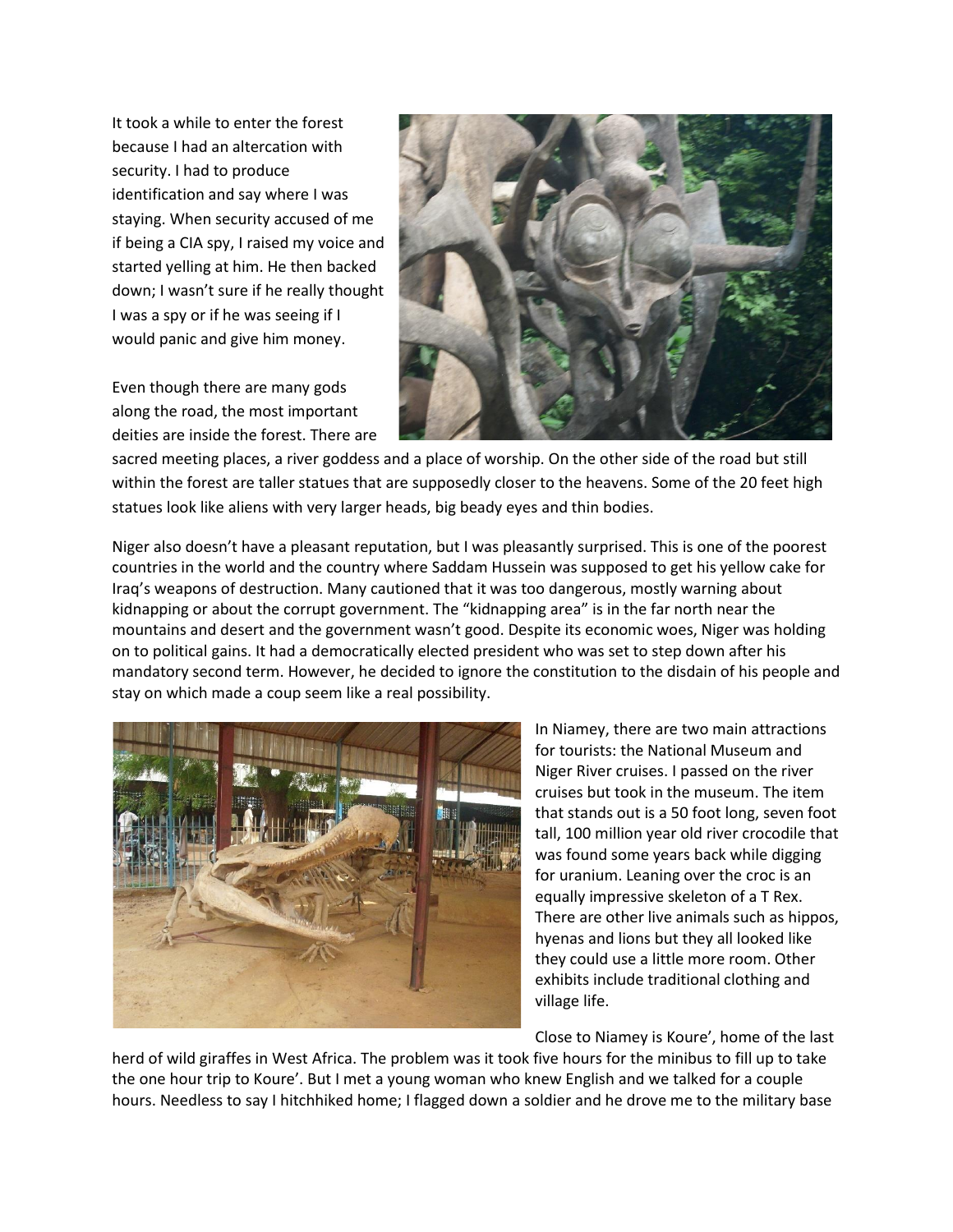It took a while to enter the forest because I had an altercation with security. I had to produce identification and say where I was staying. When security accused of me if being a CIA spy, I raised my voice and started yelling at him. He then backed down; I wasn't sure if he really thought I was a spy or if he was seeing if I would panic and give him money.

Even though there are many gods along the road, the most important deities are inside the forest. There are sacred meeting places, a river goddess and a place of worship. On the other side of the road but still within the forest are taller statues that are supposedly closer to the heavens. Some of the 20 feet high statues look like aliens with very larger heads, big beady eyes and thin bodies.

Niger also doesn't have a pleasant reputation, but I was pleasantly surprised. This is one of the poorest countries in the world and the country where Saddam Hussein was supposed to get his yellow cake for Iraq's weapons of destruction. Many cautioned that it was too dangerous, mostly warning about kidnapping or about the corrupt government. The "kidnapping area" is in the far north near the mountains and desert and the government wasn't good. Despite its economic woes, Niger was holding on to political gains. It had a democratically elected president who was set to step down after his mandatory second term. However, he decided to ignore the constitution to the disdain of his people and stay on which made a coup seem like a real possibility.

In Niamey, there are two main attractions for tourists: the National Museum and Niger River cruises. I passed on the river cruises but took in the museum. The item that stands out is a 50 foot long, seven foot tall, 100 million year old river crocodile that was found some years back while digging for uranium. Leaning over the croc is an equally impressive skeleton of a T Rex. There are other live animals such as hippos, hyenas and lions but they all looked like they could use a little more room. Other exhibits include traditional clothing and village life.

Close to Niamey is Koure', home of the last herd of wild giraffes in West Africa. The problem was it took five hours for the minibus to fill up to take the one hour trip to Koure'. But I met a young woman who knew English and we talked for a couple hours. Needless to say I hitchhiked home; I flagged down a soldier and he drove me to the military base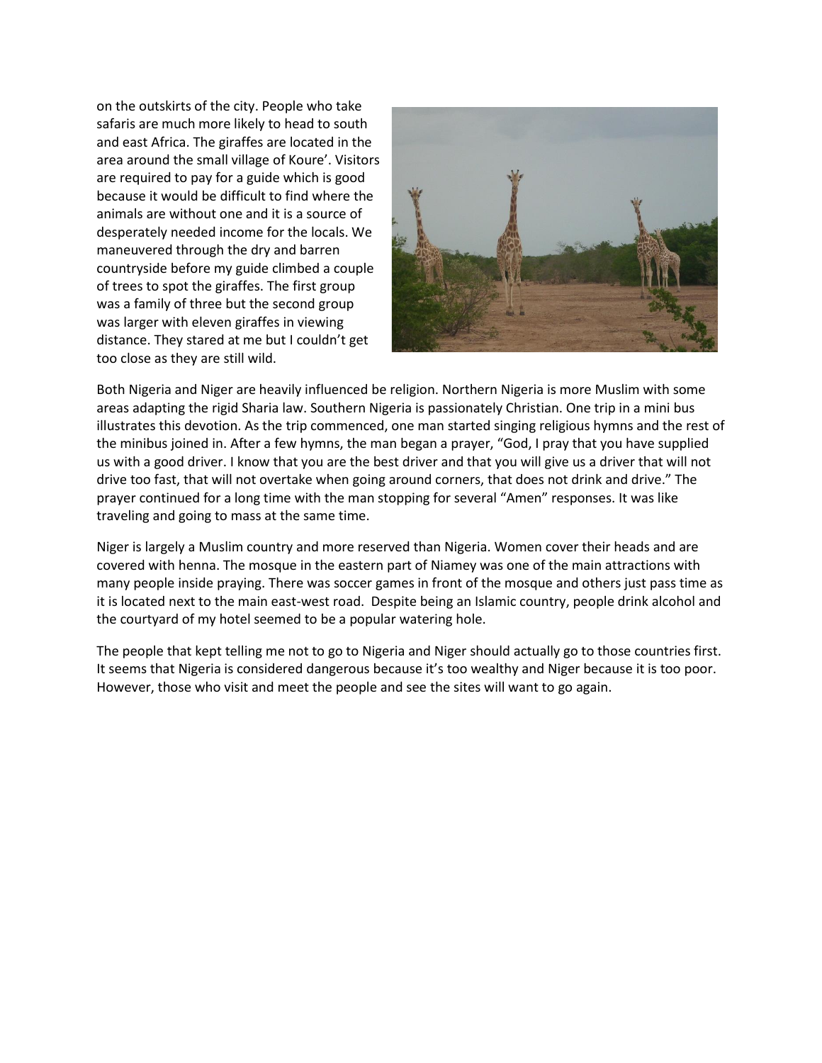on the outskirts of the city. People who take safaris are much more likely to head to south and east Africa. The giraffes are located in the area around the small village of Koure'. Visitors are required to pay for a guide which is good because it would be difficult to find where the animals are without one and it is a source of desperately needed income for the locals. We maneuvered through the dry and barren countryside before my guide climbed a couple of trees to spot the giraffes. The first group was a family of three but the second group was larger with eleven giraffes in viewing distance. They stared at me but I couldn't get too close as they are still wild.

Both Nigeria and Niger are heavily influenced be religion. Northern Nigeria is more Muslim with some areas adapting the rigid Sharia law. Southern Nigeria is passionately Christian. One trip in a mini bus illustrates this devotion. As the trip commenced, one man started singing religious hymns and the rest of the minibus joined in. After a few hymns, the man began a prayer, "God, I pray that you have supplied us with a good driver. I know that you are the best driver and that you will give us a driver that will not drive too fast, that will not overtake when going around corners, that does not drink and drive." The prayer continued for a long time with the man stopping for several "Amen" responses. It was like traveling and going to mass at the same time.

Niger is largely a Muslim country and more reserved than Nigeria. Women cover their heads and are covered with henna. The mosque in the eastern part of Niamey was one of the main attractions with many people inside praying. There was soccer games in front of the mosque and others just pass time as it is located next to the main east-west road. Despite being an Islamic country, people drink alcohol and the courtyard of my hotel seemed to be a popular watering hole.

The people that kept telling me not to go to Nigeria and Niger should actually go to those countries first. It seems that Nigeria is considered dangerous because it's too wealthy and Niger because it is too poor. However, those who visit and meet the people and see the sites will want to go again.